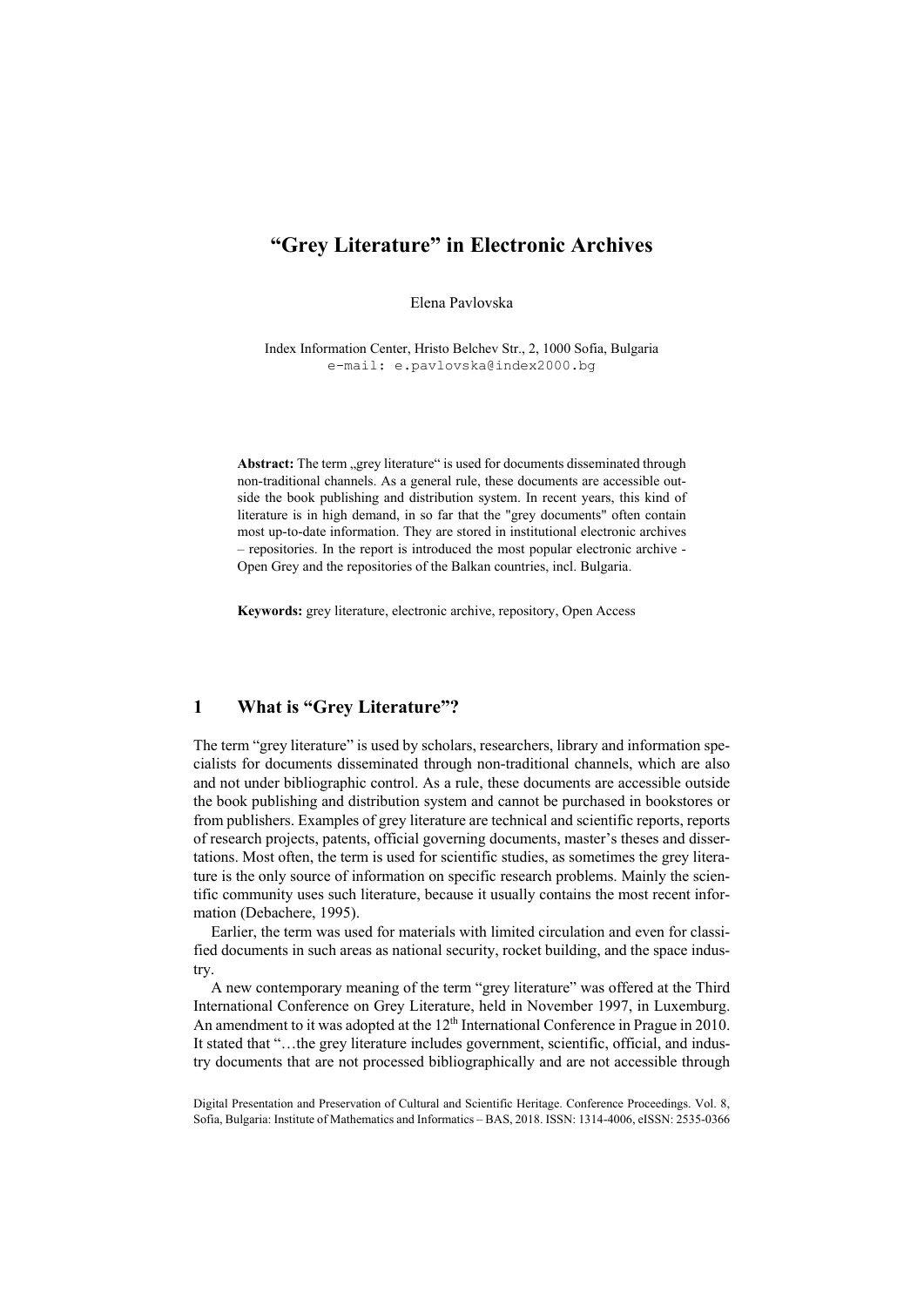# "Grey Literature" in Electronic Archives

Elena Pavlovska

Index Information Center, Hristo Belchev Str., 2, 1000 Sofia, Bulgaria
e-mail: e.pavlovska@index2000.bg

**Abstract:** The term „grey literature" is used for documents disseminated through non-traditional channels. As a general rule, these documents are accessible outside the book publishing and distribution system. In recent years, this kind of literature is in high demand, in so far that the "grey documents" often contain most up-to-date information. They are stored in institutional electronic archives – repositories. In the report is introduced the most popular electronic archive - Open Grey and the repositories of the Balkan countries, incl. Bulgaria.

**Keywords:** grey literature, electronic archive, repository, Open Access

## 1 What is "Grey Literature"?

The term "grey literature" is used by scholars, researchers, library and information specialists for documents disseminated through non-traditional channels, which are also and not under bibliographic control. As a rule, these documents are accessible outside the book publishing and distribution system and cannot be purchased in bookstores or from publishers. Examples of grey literature are technical and scientific reports, reports of research projects, patents, official governing documents, master's theses and dissertations. Most often, the term is used for scientific studies, as sometimes the grey literature is the only source of information on specific research problems. Mainly the scientific community uses such literature, because it usually contains the most recent information (Debachere, 1995).

Earlier, the term was used for materials with limited circulation and even for classified documents in such areas as national security, rocket building, and the space industry.

A new contemporary meaning of the term "grey literature" was offered at the Third International Conference on Grey Literature, held in November 1997, in Luxemburg. An amendment to it was adopted at the 12th International Conference in Prague in 2010. It stated that "…the grey literature includes government, scientific, official, and industry documents that are not processed bibliographically and are not accessible through

Digital Presentation and Preservation of Cultural and Scientific Heritage. Conference Proceedings. Vol. 8, Sofia, Bulgaria: Institute of Mathematics and Informatics – BAS, 2018. ISSN: 1314-4006, eISSN: 2535-0366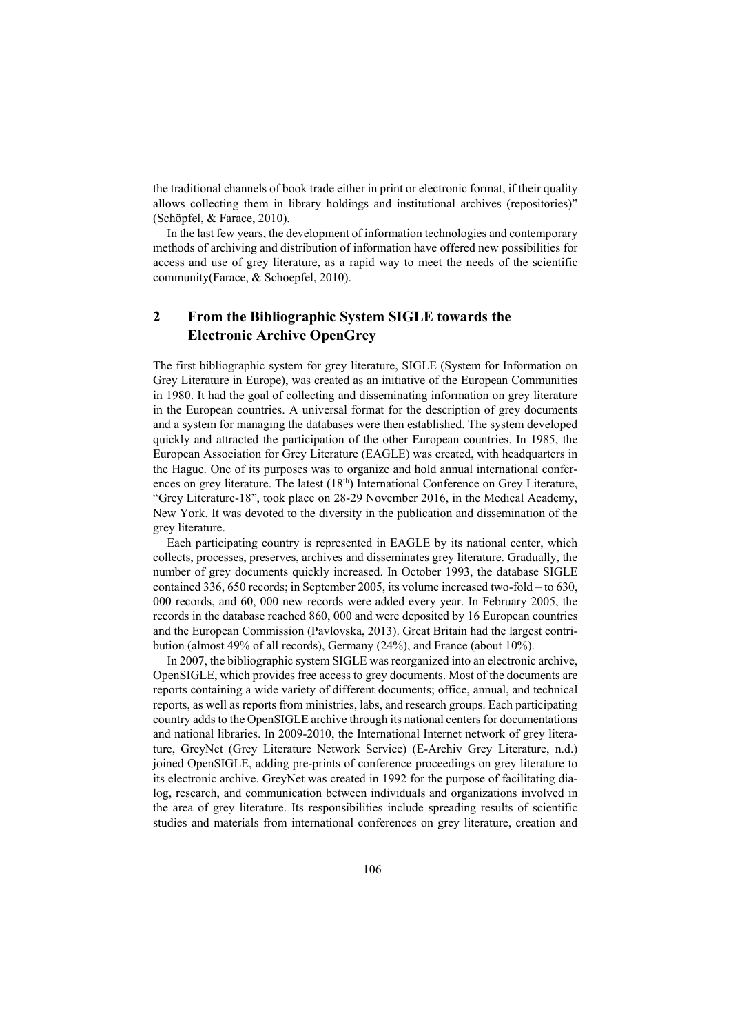the traditional channels of book trade either in print or electronic format, if their quality allows collecting them in library holdings and institutional archives (repositories)" (Schöpfel, & Farace, 2010).

In the last few years, the development of information technologies and contemporary methods of archiving and distribution of information have offered new possibilities for access and use of grey literature, as a rapid way to meet the needs of the scientific community(Farace, & Schoepfel, 2010).

## 2 From the Bibliographic System SIGLE towards the Electronic Archive OpenGrey

The first bibliographic system for grey literature, SIGLE (System for Information on Grey Literature in Europe), was created as an initiative of the European Communities in 1980. It had the goal of collecting and disseminating information on grey literature in the European countries. A universal format for the description of grey documents and a system for managing the databases were then established. The system developed quickly and attracted the participation of the other European countries. In 1985, the European Association for Grey Literature (EAGLE) was created, with headquarters in the Hague. One of its purposes was to organize and hold annual international conferences on grey literature. The latest (18th) International Conference on Grey Literature, "Grey Literature-18", took place on 28-29 November 2016, in the Medical Academy, New York. It was devoted to the diversity in the publication and dissemination of the grey literature.

Each participating country is represented in EAGLE by its national center, which collects, processes, preserves, archives and disseminates grey literature. Gradually, the number of grey documents quickly increased. In October 1993, the database SIGLE contained 336, 650 records; in September 2005, its volume increased two-fold – to 630, 000 records, and 60, 000 new records were added every year. In February 2005, the records in the database reached 860, 000 and were deposited by 16 European countries and the European Commission (Pavlovska, 2013). Great Britain had the largest contribution (almost 49% of all records), Germany (24%), and France (about 10%).

In 2007, the bibliographic system SIGLE was reorganized into an electronic archive, OpenSIGLE, which provides free access to grey documents. Most of the documents are reports containing a wide variety of different documents; office, annual, and technical reports, as well as reports from ministries, labs, and research groups. Each participating country adds to the OpenSIGLE archive through its national centers for documentations and national libraries. In 2009-2010, the International Internet network of grey literature, GreyNet (Grey Literature Network Service) (E-Archiv Grey Literature, n.d.) joined OpenSIGLE, adding pre-prints of conference proceedings on grey literature to its electronic archive. GreyNet was created in 1992 for the purpose of facilitating dialog, research, and communication between individuals and organizations involved in the area of grey literature. Its responsibilities include spreading results of scientific studies and materials from international conferences on grey literature, creation and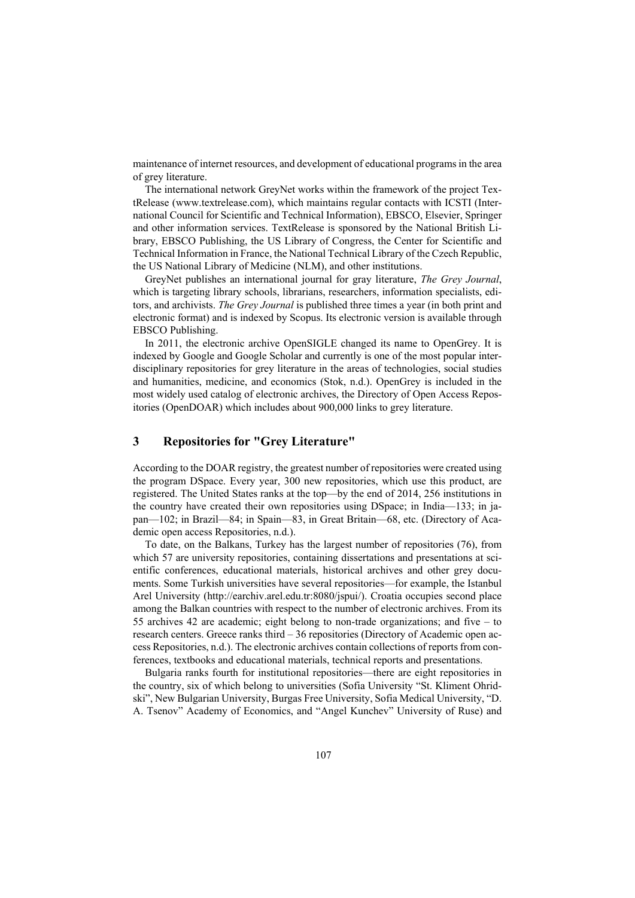maintenance of internet resources, and development of educational programs in the area of grey literature.

The international network GreyNet works within the framework of the project TextRelease (www.textrelease.com), which maintains regular contacts with ICSTI (International Council for Scientific and Technical Information), EBSCO, Elsevier, Springer and other information services. TextRelease is sponsored by the National British Library, EBSCO Publishing, the US Library of Congress, the Center for Scientific and Technical Information in France, the National Technical Library of the Czech Republic, the US National Library of Medicine (NLM), and other institutions.

GreyNet publishes an international journal for gray literature, *The Grey Journal*, which is targeting library schools, librarians, researchers, information specialists, editors, and archivists. *The Grey Journal* is published three times a year (in both print and electronic format) and is indexed by Scopus. Its electronic version is available through EBSCO Publishing.

In 2011, the electronic archive OpenSIGLE changed its name to OpenGrey. It is indexed by Google and Google Scholar and currently is one of the most popular interdisciplinary repositories for grey literature in the areas of technologies, social studies and humanities, medicine, and economics (Stok, n.d.). OpenGrey is included in the most widely used catalog of electronic archives, the Directory of Open Access Repositories (OpenDOAR) which includes about 900,000 links to grey literature.

## 3 Repositories for "Grey Literature"

According to the DOAR registry, the greatest number of repositories were created using the program DSpace. Every year, 300 new repositories, which use this product, are registered. The United States ranks at the top—by the end of 2014, 256 institutions in the country have created their own repositories using DSpace; in India—133; in japan—102; in Brazil—84; in Spain—83, in Great Britain—68, etc. (Directory of Academic open access Repositories, n.d.).

To date, on the Balkans, Turkey has the largest number of repositories (76), from which 57 are university repositories, containing dissertations and presentations at scientific conferences, educational materials, historical archives and other grey documents. Some Turkish universities have several repositories—for example, the Istanbul Arel University (http://earchiv.arel.edu.tr:8080/jspui/). Croatia occupies second place among the Balkan countries with respect to the number of electronic archives. From its 55 archives 42 are academic; eight belong to non-trade organizations; and five – to research centers. Greece ranks third – 36 repositories (Directory of Academic open access Repositories, n.d.). The electronic archives contain collections of reports from conferences, textbooks and educational materials, technical reports and presentations.

Bulgaria ranks fourth for institutional repositories—there are eight repositories in the country, six of which belong to universities (Sofia University "St. Kliment Ohridski", New Bulgarian University, Burgas Free University, Sofia Medical University, "D. A. Tsenov" Academy of Economics, and "Angel Kunchev" University of Ruse) and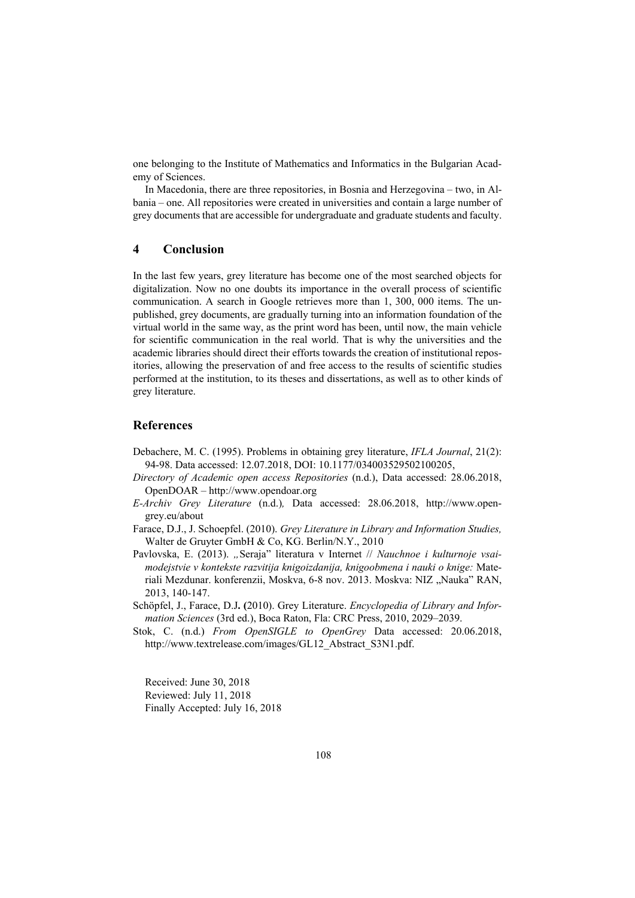one belonging to the Institute of Mathematics and Informatics in the Bulgarian Academy of Sciences.

In Macedonia, there are three repositories, in Bosnia and Herzegovina – two, in Albania – one. All repositories were created in universities and contain a large number of grey documents that are accessible for undergraduate and graduate students and faculty.

## 4 Conclusion

In the last few years, grey literature has become one of the most searched objects for digitalization. Now no one doubts its importance in the overall process of scientific communication. A search in Google retrieves more than 1, 300, 000 items. The unpublished, grey documents, are gradually turning into an information foundation of the virtual world in the same way, as the print word has been, until now, the main vehicle for scientific communication in the real world. That is why the universities and the academic libraries should direct their efforts towards the creation of institutional repositories, allowing the preservation of and free access to the results of scientific studies performed at the institution, to its theses and dissertations, as well as to other kinds of grey literature.

## References

Debachere, M. C. (1995). Problems in obtaining grey literature, *IFLA Journal*, 21(2): 94-98. Data accessed: 12.07.2018, DOI: 10.1177/034003529502100205,

*Directory of Academic open access Repositories* (n.d.), Data accessed: 28.06.2018, OpenDOAR – http://www.opendoar.org

*E-Archiv Grey Literature* (n.d.)*,* Data accessed: 28.06.2018, http://www.opengrey.eu/about

Farace, D.J., J. Schoepfel. (2010). *Grey Literature in Library and Information Studies,* Walter de Gruyter GmbH & Co, KG. Berlin/N.Y., 2010

Pavlovska, E. (2013). „Seraja" literatura v Internet // *Nauchnoe i kulturnoje vsaimodejstvie v kontekste razvitija knigoizdanija, knigoobmena i nauki o knige:* Materiali Mezdunar. konferenzii, Moskva, 6-8 nov. 2013. Moskva: NIZ „Nauka" RAN, 2013, 140-147.

Schöpfel, J., Farace, D.J. (2010). Grey Literature. *Encyclopedia of Library and Information Sciences* (3rd ed.), Boca Raton, Fla: CRC Press, 2010, 2029–2039.

Stok, C. (n.d.) *From OpenSIGLE to OpenGrey* Data accessed: 20.06.2018, http://www.textrelease.com/images/GL12_Abstract_S3N1.pdf.

Received: June 30, 2018
Reviewed: July 11, 2018
Finally Accepted: July 16, 2018